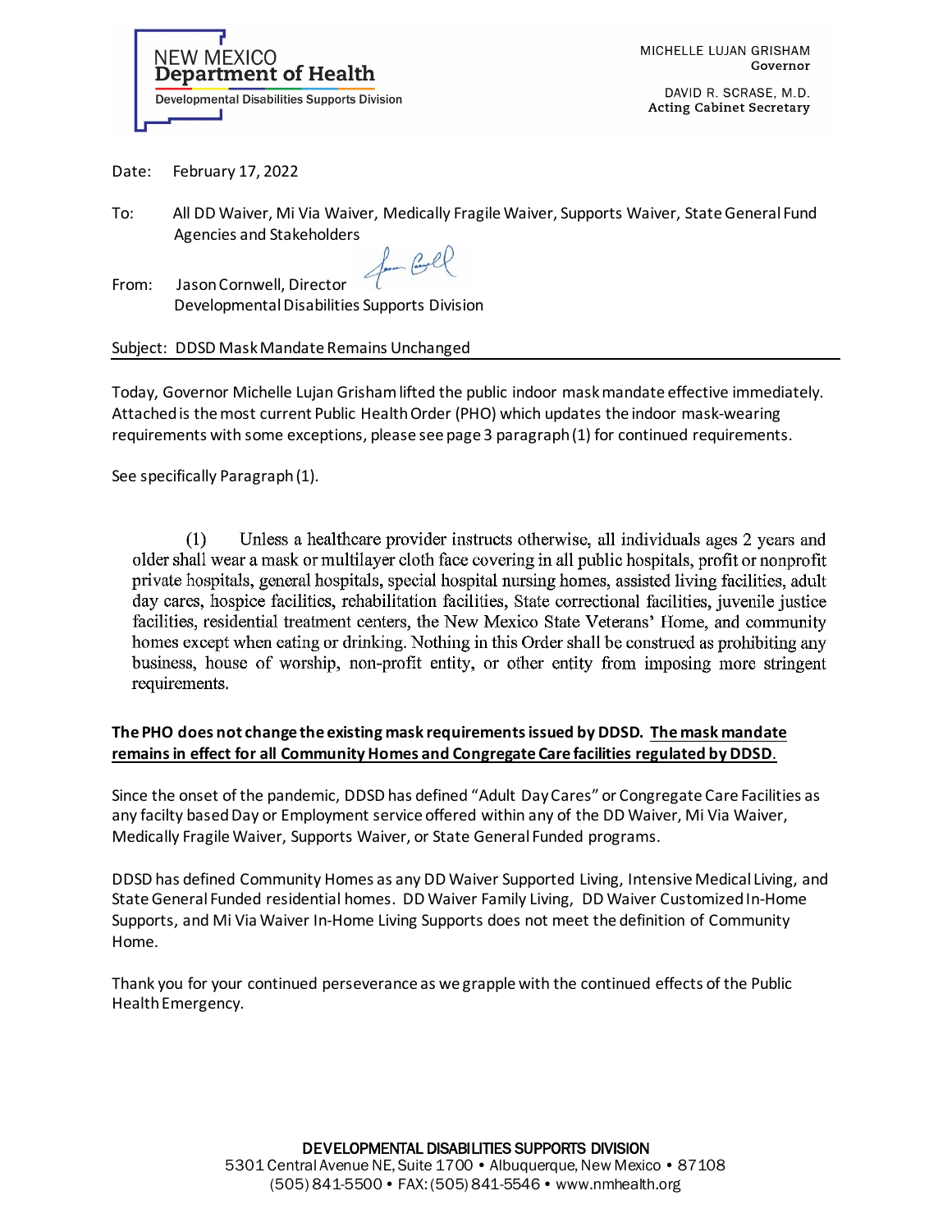NEW MEXICO
**Department of Health**
Developmental Disabilities Supports Division

MICHELLE LUJAN GRISHAM
**Governor**

DAVID R. SCRASE, M.D.
**Acting Cabinet Secretary**

Date: February 17, 2022

To: All DD Waiver, Mi Via Waiver, Medically Fragile Waiver, Supports Waiver, State General Fund Agencies and Stakeholders

From: Jason Cornwell, Director
Developmental Disabilities Supports Division

Subject: DDSD Mask Mandate Remains Unchanged

Today, Governor Michelle Lujan Grisham lifted the public indoor mask mandate effective immediately. Attached is the most current Public Health Order (PHO) which updates the indoor mask-wearing requirements with some exceptions, please see page 3 paragraph (1) for continued requirements.

See specifically Paragraph (1).

> (1) Unless a healthcare provider instructs otherwise, all individuals ages 2 years and older shall wear a mask or multilayer cloth face covering in all public hospitals, profit or nonprofit private hospitals, general hospitals, special hospital nursing homes, assisted living facilities, adult day cares, hospice facilities, rehabilitation facilities, State correctional facilities, juvenile justice facilities, residential treatment centers, the New Mexico State Veterans' Home, and community homes except when eating or drinking. Nothing in this Order shall be construed as prohibiting any business, house of worship, non-profit entity, or other entity from imposing more stringent requirements.

**The PHO does not change the existing mask requirements issued by DDSD. <u>The mask mandate remains in effect for all Community Homes and Congregate Care facilities regulated by DDSD</u>.**

Since the onset of the pandemic, DDSD has defined "Adult Day Cares" or Congregate Care Facilities as any facilty based Day or Employment service offered within any of the DD Waiver, Mi Via Waiver, Medically Fragile Waiver, Supports Waiver, or State General Funded programs.

DDSD has defined Community Homes as any DD Waiver Supported Living, Intensive Medical Living, and State General Funded residential homes. DD Waiver Family Living, DD Waiver Customized In-Home Supports, and Mi Via Waiver In-Home Living Supports does not meet the definition of Community Home.

Thank you for your continued perseverance as we grapple with the continued effects of the Public Health Emergency.

DEVELOPMENTAL DISABILITIES SUPPORTS DIVISION
5301 Central Avenue NE, Suite 1700 • Albuquerque, New Mexico • 87108
(505) 841-5500 • FAX: (505) 841-5546 • www.nmhealth.org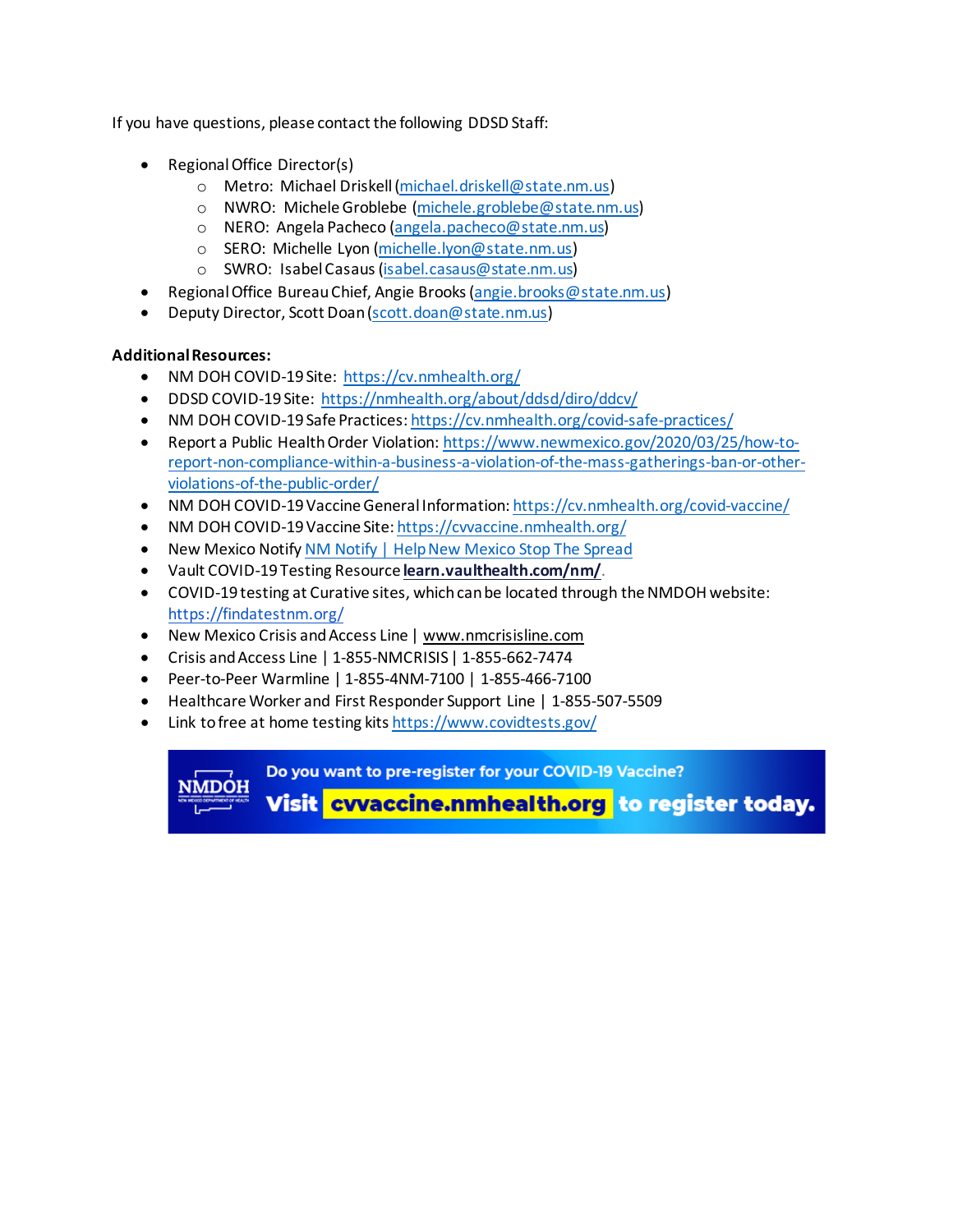If you have questions, please contact the following DDSD Staff:

- Regional Office Director(s)
  - Metro: Michael Driskell (michael.driskell@state.nm.us)
  - NWRO: Michele Groblebe (michele.groblebe@state.nm.us)
  - NERO: Angela Pacheco (angela.pacheco@state.nm.us)
  - SERO: Michelle Lyon (michelle.lyon@state.nm.us)
  - SWRO: Isabel Casaus (isabel.casaus@state.nm.us)
- Regional Office Bureau Chief, Angie Brooks (angie.brooks@state.nm.us)
- Deputy Director, Scott Doan (scott.doan@state.nm.us)

**Additional Resources:**

- NM DOH COVID-19 Site: https://cv.nmhealth.org/
- DDSD COVID-19 Site: https://nmhealth.org/about/ddsd/diro/ddcv/
- NM DOH COVID-19 Safe Practices: https://cv.nmhealth.org/covid-safe-practices/
- Report a Public Health Order Violation: https://www.newmexico.gov/2020/03/25/how-to-report-non-compliance-within-a-business-a-violation-of-the-mass-gatherings-ban-or-other-violations-of-the-public-order/
- NM DOH COVID-19 Vaccine General Information: https://cv.nmhealth.org/covid-vaccine/
- NM DOH COVID-19 Vaccine Site: https://cvvaccine.nmhealth.org/
- New Mexico Notify NM Notify | Help New Mexico Stop The Spread
- Vault COVID-19 Testing Resource **learn.vaulthealth.com/nm/**.
- COVID-19 testing at Curative sites, which can be located through the NMDOH website: https://findatestnm.org/
- New Mexico Crisis and Access Line | www.nmcrisisline.com
- Crisis and Access Line | 1-855-NMCRISIS | 1-855-662-7474
- Peer-to-Peer Warmline | 1-855-4NM-7100 | 1-855-466-7100
- Healthcare Worker and First Responder Support Line | 1-855-507-5509
- Link to free at home testing kits https://www.covidtests.gov/

NMDOH

Do you want to pre-register for your COVID-19 Vaccine?

**Visit cvvaccine.nmhealth.org to register today.**